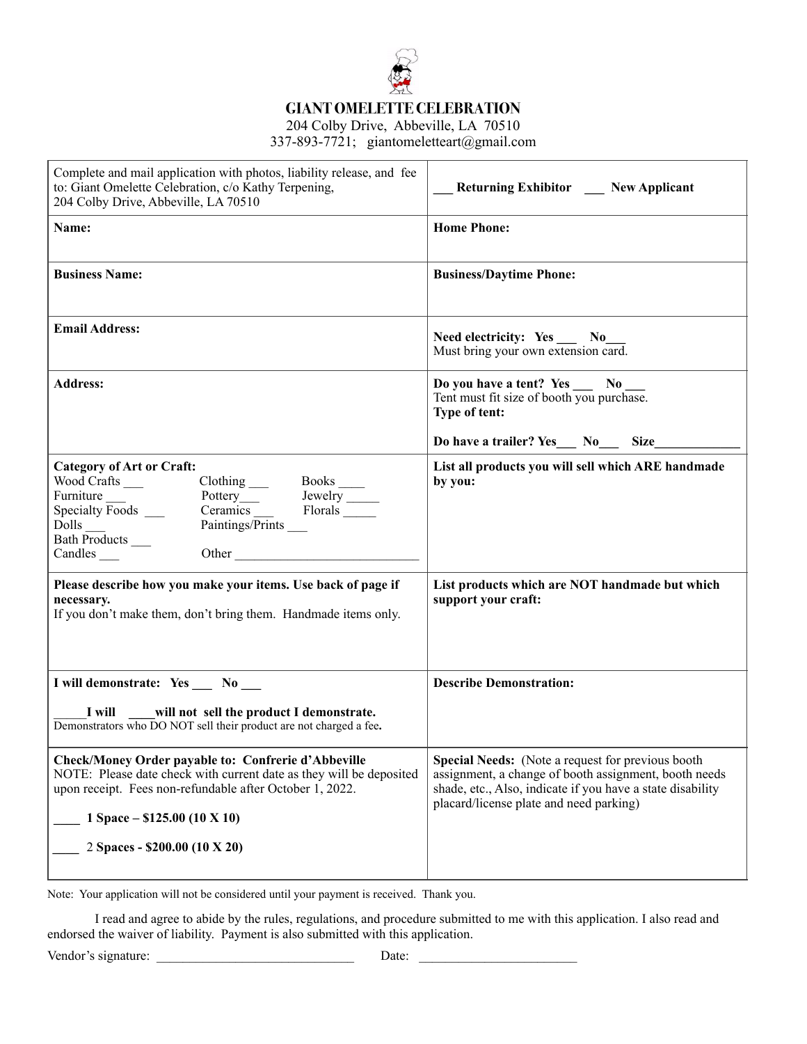# GIANT OMELETTE CELEBRATION

204 Colby Drive, Abbeville, LA 70510
337-893-7721; giantomeletteart@gmail.com

| | |
|---|---|
| Complete and mail application with photos, liability release, and fee to: Giant Omelette Celebration, c/o Kathy Terpening, 204 Colby Drive, Abbeville, LA 70510 | **\_\_\_ Returning Exhibitor \_\_\_ New Applicant** |
| **Name:** | **Home Phone:** |
| **Business Name:** | **Business/Daytime Phone:** |
| **Email Address:** | **Need electricity: Yes \_\_\_ No\_\_\_**<br>Must bring your own extension card. |
| **Address:** | **Do you have a tent? Yes \_\_\_ No \_\_\_**<br>Tent must fit size of booth you purchase.<br>**Type of tent:**<br><br>**Do have a trailer? Yes\_\_\_ No\_\_\_ Size\_\_\_\_\_\_\_\_\_\_\_\_** |
| **Category of Art or Craft:**<br>Wood Crafts \_\_\_ Clothing \_\_\_ Books \_\_\_\_<br>Furniture \_\_\_ Pottery\_\_\_ Jewelry \_\_\_\_\_<br>Specialty Foods \_\_\_ Ceramics \_\_\_ Florals \_\_\_\_\_<br>Dolls \_\_\_ Paintings/Prints \_\_\_<br>Bath Products \_\_\_<br>Candles \_\_\_ Other \_\_\_\_\_\_\_\_\_\_\_\_\_\_\_\_\_\_\_\_\_\_\_\_\_\_\_ | **List all products you will sell which ARE handmade by you:** |
| **Please describe how you make your items. Use back of page if necessary.**<br>If you don't make them, don't bring them. Handmade items only. | **List products which are NOT handmade but which support your craft:** |
| **I will demonstrate: Yes \_\_\_ No \_\_\_**<br><br>\_\_\_\_\_**I will \_\_\_\_will not sell the product I demonstrate.**<br>Demonstrators who DO NOT sell their product are not charged a fee**.** | **Describe Demonstration:** |
| **Check/Money Order payable to: Confrerie d'Abbeville**<br>NOTE: Please date check with current date as they will be deposited upon receipt. Fees non-refundable after October 1, 2022.<br><br>**\_\_\_\_ 1 Space – $125.00 (10 X 10)**<br><br>**\_\_\_\_** 2 **Spaces - $200.00 (10 X 20)** | **Special Needs:** (Note a request for previous booth assignment, a change of booth assignment, booth needs shade, etc., Also, indicate if you have a state disability placard/license plate and need parking) |

Note: Your application will not be considered until your payment is received. Thank you.

I read and agree to abide by the rules, regulations, and procedure submitted to me with this application. I also read and endorsed the waiver of liability. Payment is also submitted with this application.

Vendor's signature: \_\_\_\_\_\_\_\_\_\_\_\_\_\_\_\_\_\_\_\_\_\_\_\_\_\_\_\_\_\_ Date: \_\_\_\_\_\_\_\_\_\_\_\_\_\_\_\_\_\_\_\_\_\_\_\_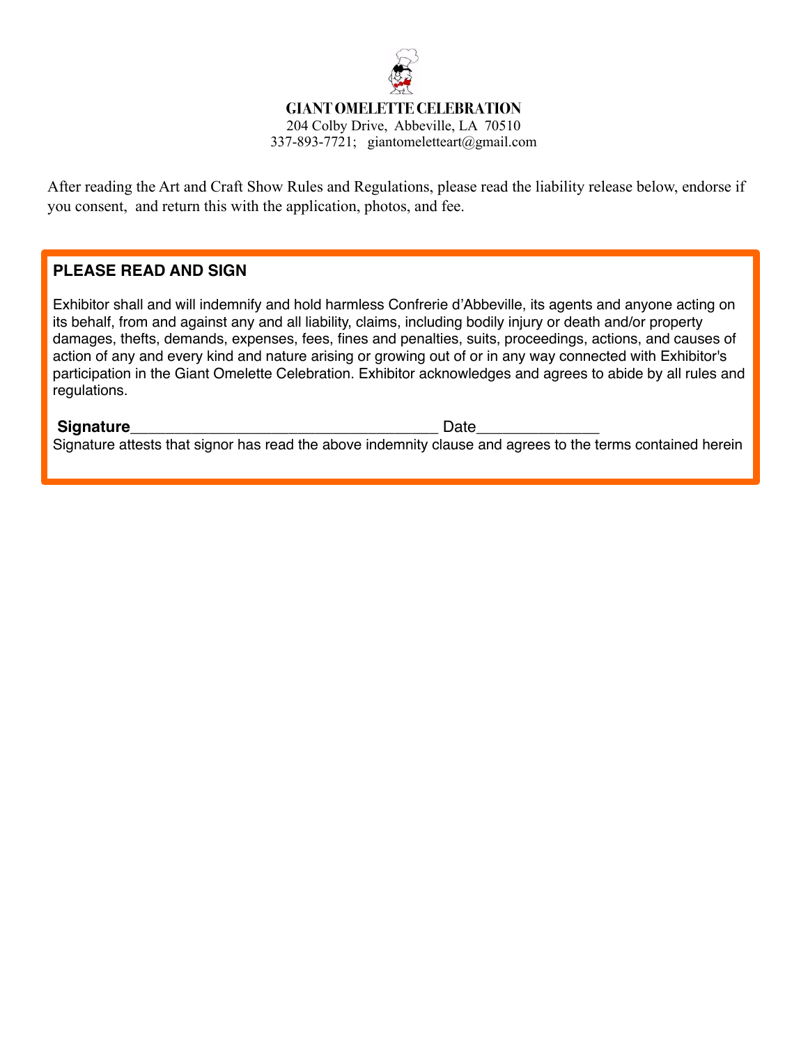**GIANT OMELETTE CELEBRATION**
204 Colby Drive, Abbeville, LA 70510
337-893-7721; giantomeletteart@gmail.com

After reading the Art and Craft Show Rules and Regulations, please read the liability release below, endorse if you consent, and return this with the application, photos, and fee.

**PLEASE READ AND SIGN**

Exhibitor shall and will indemnify and hold harmless Confrerie d'Abbeville, its agents and anyone acting on its behalf, from and against any and all liability, claims, including bodily injury or death and/or property damages, thefts, demands, expenses, fees, fines and penalties, suits, proceedings, actions, and causes of action of any and every kind and nature arising or growing out of or in any way connected with Exhibitor's participation in the Giant Omelette Celebration. Exhibitor acknowledges and agrees to abide by all rules and regulations.

**Signature**___________________________________ Date______________

Signature attests that signor has read the above indemnity clause and agrees to the terms contained herein